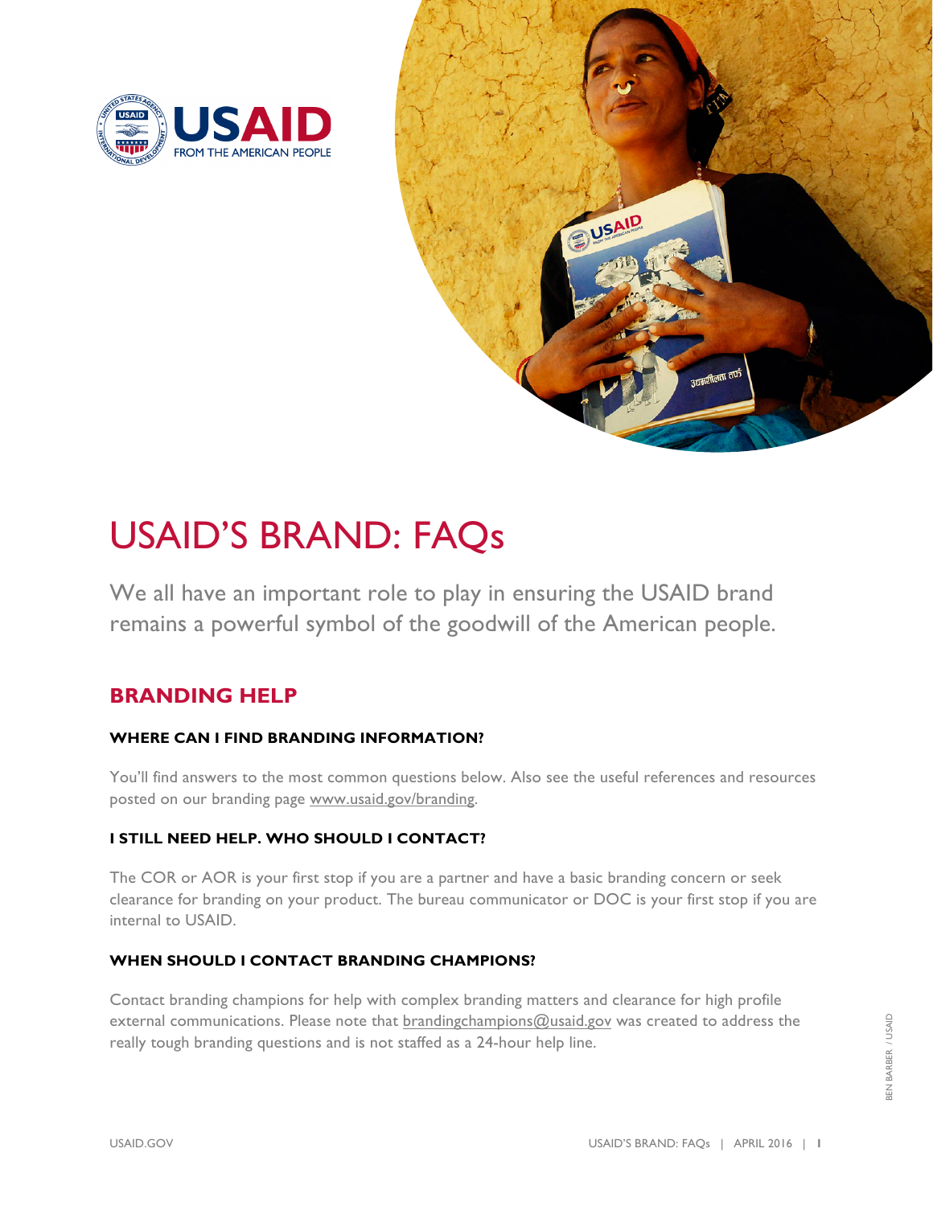# USAID'S BRAND: FAQs

We all have an important role to play in ensuring the USAID brand remains a powerful symbol of the goodwill of the American people.

## BRANDING HELP

### WHERE CAN I FIND BRANDING INFORMATION?

You'll find answers to the most common questions below. Also see the useful references and resources posted on our branding page www.usaid.gov/branding.

### I STILL NEED HELP. WHO SHOULD I CONTACT?

The COR or AOR is your first stop if you are a partner and have a basic branding concern or seek clearance for branding on your product. The bureau communicator or DOC is your first stop if you are internal to USAID.

### WHEN SHOULD I CONTACT BRANDING CHAMPIONS?

Contact branding champions for help with complex branding matters and clearance for high profile external communications. Please note that brandingchampions@usaid.gov was created to address the really tough branding questions and is not staffed as a 24-hour help line.

BEN BARBER / USAID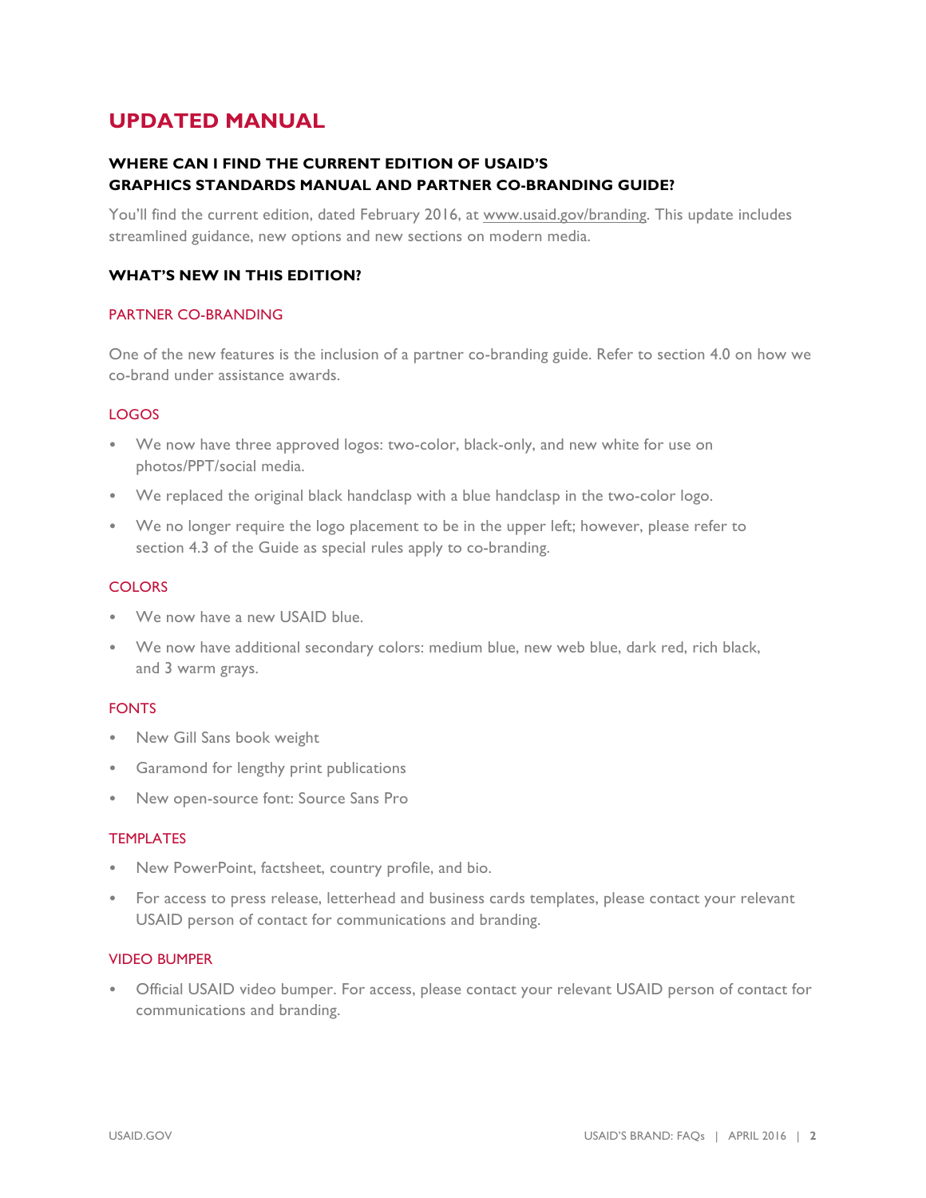# UPDATED MANUAL

### WHERE CAN I FIND THE CURRENT EDITION OF USAID'S GRAPHICS STANDARDS MANUAL AND PARTNER CO-BRANDING GUIDE?

You'll find the current edition, dated February 2016, at www.usaid.gov/branding. This update includes streamlined guidance, new options and new sections on modern media.

### WHAT'S NEW IN THIS EDITION?

#### PARTNER CO-BRANDING

One of the new features is the inclusion of a partner co-branding guide. Refer to section 4.0 on how we co-brand under assistance awards.

#### LOGOS

- We now have three approved logos: two-color, black-only, and new white for use on photos/PPT/social media.
- We replaced the original black handclasp with a blue handclasp in the two-color logo.
- We no longer require the logo placement to be in the upper left; however, please refer to section 4.3 of the Guide as special rules apply to co-branding.

#### COLORS

- We now have a new USAID blue.
- We now have additional secondary colors: medium blue, new web blue, dark red, rich black, and 3 warm grays.

#### FONTS

- New Gill Sans book weight
- Garamond for lengthy print publications
- New open-source font: Source Sans Pro

#### TEMPLATES

- New PowerPoint, factsheet, country profile, and bio.
- For access to press release, letterhead and business cards templates, please contact your relevant USAID person of contact for communications and branding.

#### VIDEO BUMPER

- Official USAID video bumper. For access, please contact your relevant USAID person of contact for communications and branding.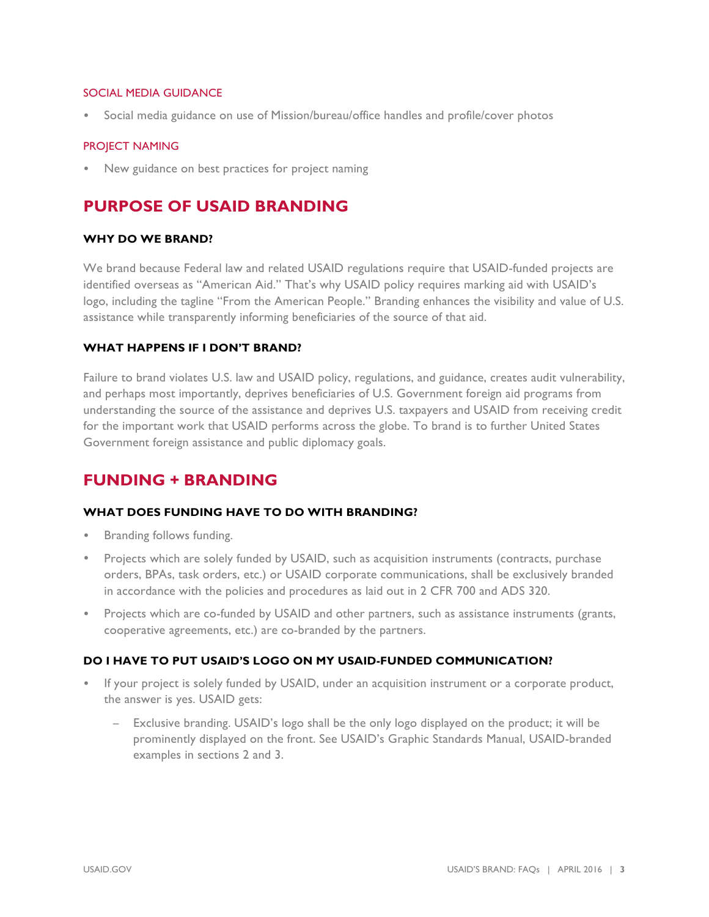### SOCIAL MEDIA GUIDANCE

- Social media guidance on use of Mission/bureau/office handles and profile/cover photos

### PROJECT NAMING

- New guidance on best practices for project naming

## PURPOSE OF USAID BRANDING

#### WHY DO WE BRAND?

We brand because Federal law and related USAID regulations require that USAID-funded projects are identified overseas as "American Aid." That's why USAID policy requires marking aid with USAID's logo, including the tagline "From the American People." Branding enhances the visibility and value of U.S. assistance while transparently informing beneficiaries of the source of that aid.

#### WHAT HAPPENS IF I DON'T BRAND?

Failure to brand violates U.S. law and USAID policy, regulations, and guidance, creates audit vulnerability, and perhaps most importantly, deprives beneficiaries of U.S. Government foreign aid programs from understanding the source of the assistance and deprives U.S. taxpayers and USAID from receiving credit for the important work that USAID performs across the globe. To brand is to further United States Government foreign assistance and public diplomacy goals.

## FUNDING + BRANDING

#### WHAT DOES FUNDING HAVE TO DO WITH BRANDING?

- Branding follows funding.
- Projects which are solely funded by USAID, such as acquisition instruments (contracts, purchase orders, BPAs, task orders, etc.) or USAID corporate communications, shall be exclusively branded in accordance with the policies and procedures as laid out in 2 CFR 700 and ADS 320.
- Projects which are co-funded by USAID and other partners, such as assistance instruments (grants, cooperative agreements, etc.) are co-branded by the partners.

#### DO I HAVE TO PUT USAID'S LOGO ON MY USAID-FUNDED COMMUNICATION?

- If your project is solely funded by USAID, under an acquisition instrument or a corporate product, the answer is yes. USAID gets:
  - Exclusive branding. USAID's logo shall be the only logo displayed on the product; it will be prominently displayed on the front. See USAID's Graphic Standards Manual, USAID-branded examples in sections 2 and 3.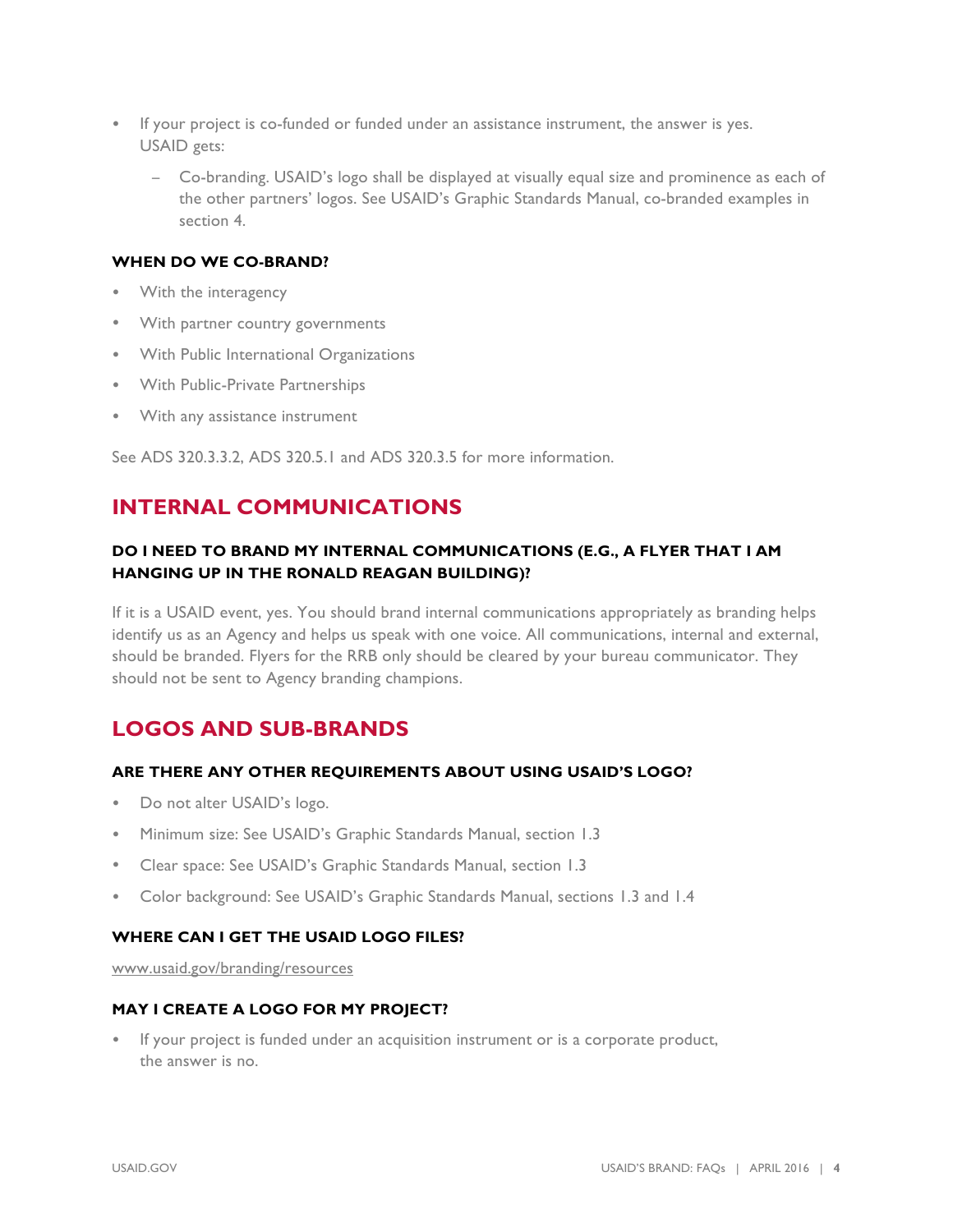- If your project is co-funded or funded under an assistance instrument, the answer is yes. USAID gets:
  - Co-branding. USAID's logo shall be displayed at visually equal size and prominence as each of the other partners' logos. See USAID's Graphic Standards Manual, co-branded examples in section 4.

#### WHEN DO WE CO-BRAND?

- With the interagency
- With partner country governments
- With Public International Organizations
- With Public-Private Partnerships
- With any assistance instrument

See ADS 320.3.3.2, ADS 320.5.1 and ADS 320.3.5 for more information.

## INTERNAL COMMUNICATIONS

#### DO I NEED TO BRAND MY INTERNAL COMMUNICATIONS (E.G., A FLYER THAT I AM HANGING UP IN THE RONALD REAGAN BUILDING)?

If it is a USAID event, yes. You should brand internal communications appropriately as branding helps identify us as an Agency and helps us speak with one voice. All communications, internal and external, should be branded. Flyers for the RRB only should be cleared by your bureau communicator. They should not be sent to Agency branding champions.

## LOGOS AND SUB-BRANDS

#### ARE THERE ANY OTHER REQUIREMENTS ABOUT USING USAID'S LOGO?

- Do not alter USAID's logo.
- Minimum size: See USAID's Graphic Standards Manual, section 1.3
- Clear space: See USAID's Graphic Standards Manual, section 1.3
- Color background: See USAID's Graphic Standards Manual, sections 1.3 and 1.4

#### WHERE CAN I GET THE USAID LOGO FILES?

www.usaid.gov/branding/resources

#### MAY I CREATE A LOGO FOR MY PROJECT?

- If your project is funded under an acquisition instrument or is a corporate product, the answer is no.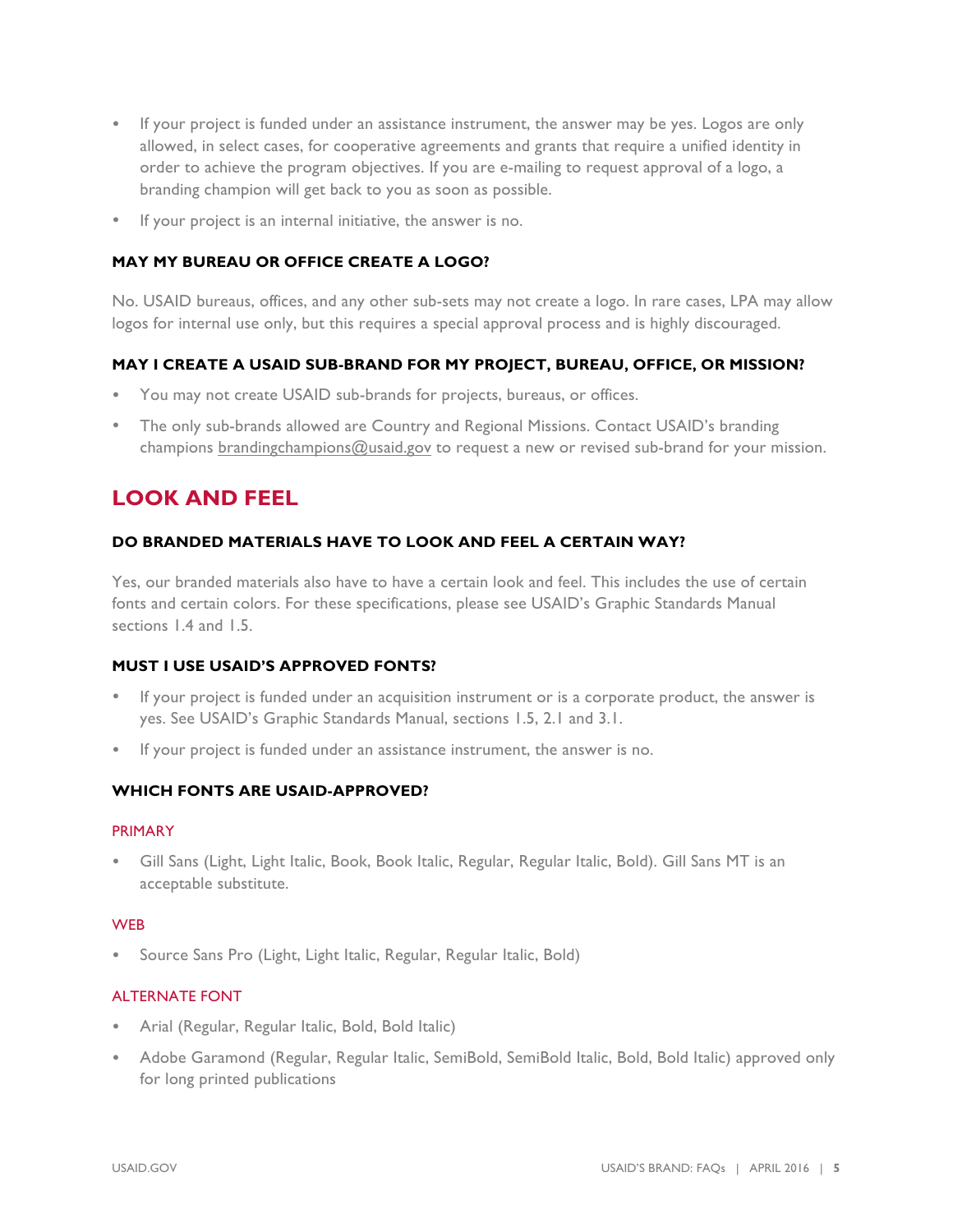- If your project is funded under an assistance instrument, the answer may be yes. Logos are only allowed, in select cases, for cooperative agreements and grants that require a unified identity in order to achieve the program objectives. If you are e-mailing to request approval of a logo, a branding champion will get back to you as soon as possible.
- If your project is an internal initiative, the answer is no.

### MAY MY BUREAU OR OFFICE CREATE A LOGO?

No. USAID bureaus, offices, and any other sub-sets may not create a logo. In rare cases, LPA may allow logos for internal use only, but this requires a special approval process and is highly discouraged.

### MAY I CREATE A USAID SUB-BRAND FOR MY PROJECT, BUREAU, OFFICE, OR MISSION?

- You may not create USAID sub-brands for projects, bureaus, or offices.
- The only sub-brands allowed are Country and Regional Missions. Contact USAID's branding champions brandingchampions@usaid.gov to request a new or revised sub-brand for your mission.

## LOOK AND FEEL

### DO BRANDED MATERIALS HAVE TO LOOK AND FEEL A CERTAIN WAY?

Yes, our branded materials also have to have a certain look and feel. This includes the use of certain fonts and certain colors. For these specifications, please see USAID's Graphic Standards Manual sections 1.4 and 1.5.

### MUST I USE USAID'S APPROVED FONTS?

- If your project is funded under an acquisition instrument or is a corporate product, the answer is yes. See USAID's Graphic Standards Manual, sections 1.5, 2.1 and 3.1.
- If your project is funded under an assistance instrument, the answer is no.

### WHICH FONTS ARE USAID-APPROVED?

#### PRIMARY

- Gill Sans (Light, Light Italic, Book, Book Italic, Regular, Regular Italic, Bold). Gill Sans MT is an acceptable substitute.

#### WEB

- Source Sans Pro (Light, Light Italic, Regular, Regular Italic, Bold)

#### ALTERNATE FONT

- Arial (Regular, Regular Italic, Bold, Bold Italic)
- Adobe Garamond (Regular, Regular Italic, SemiBold, SemiBold Italic, Bold, Bold Italic) approved only for long printed publications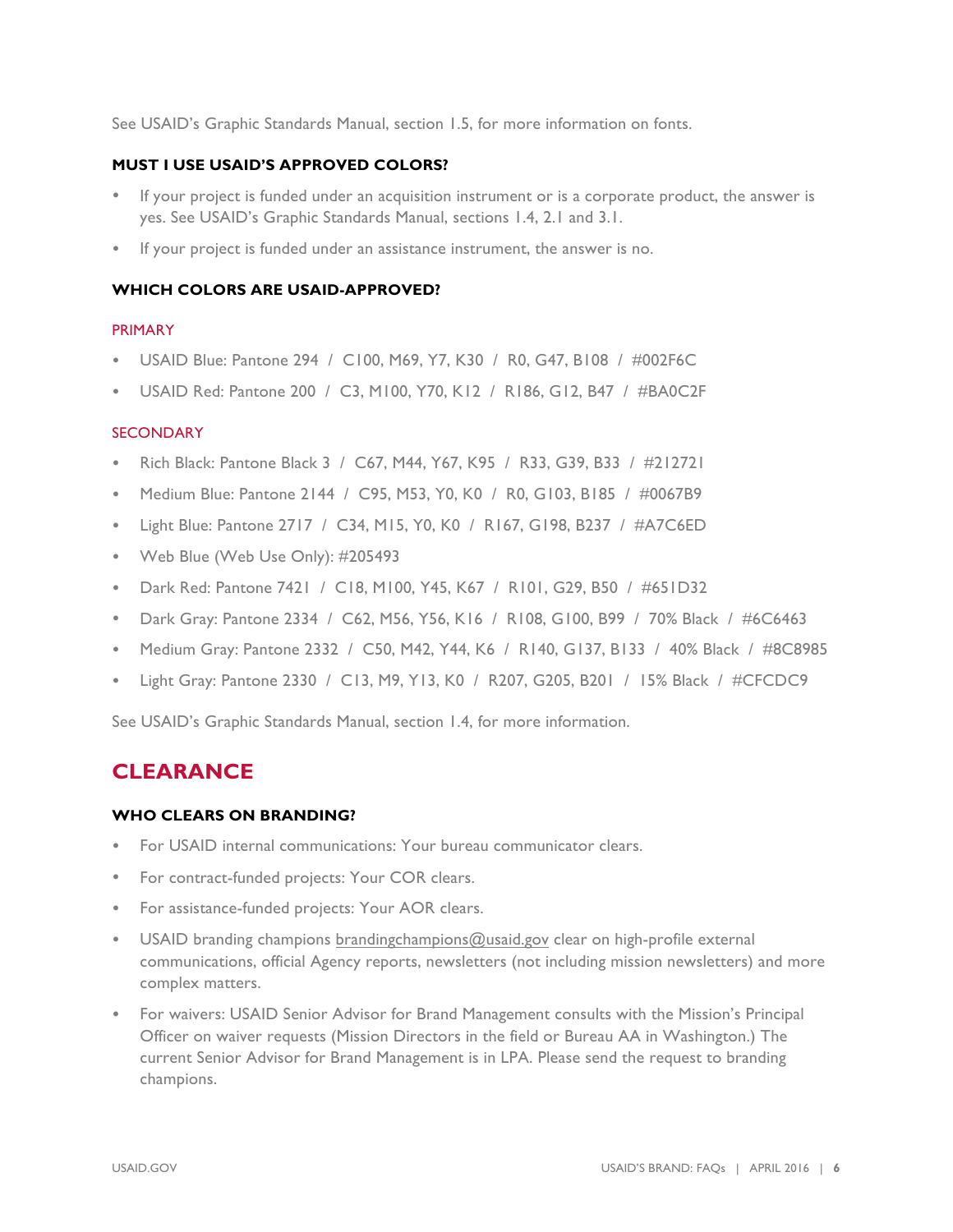See USAID's Graphic Standards Manual, section 1.5, for more information on fonts.

### MUST I USE USAID'S APPROVED COLORS?

- If your project is funded under an acquisition instrument or is a corporate product, the answer is yes. See USAID's Graphic Standards Manual, sections 1.4, 2.1 and 3.1.
- If your project is funded under an assistance instrument, the answer is no.

### WHICH COLORS ARE USAID-APPROVED?

#### PRIMARY

- USAID Blue: Pantone 294 / C100, M69, Y7, K30 / R0, G47, B108 / #002F6C
- USAID Red: Pantone 200 / C3, M100, Y70, K12 / R186, G12, B47 / #BA0C2F

#### SECONDARY

- Rich Black: Pantone Black 3 / C67, M44, Y67, K95 / R33, G39, B33 / #212721
- Medium Blue: Pantone 2144 / C95, M53, Y0, K0 / R0, G103, B185 / #0067B9
- Light Blue: Pantone 2717 / C34, M15, Y0, K0 / R167, G198, B237 / #A7C6ED
- Web Blue (Web Use Only): #205493
- Dark Red: Pantone 7421 / C18, M100, Y45, K67 / R101, G29, B50 / #651D32
- Dark Gray: Pantone 2334 / C62, M56, Y56, K16 / R108, G100, B99 / 70% Black / #6C6463
- Medium Gray: Pantone 2332 / C50, M42, Y44, K6 / R140, G137, B133 / 40% Black / #8C8985
- Light Gray: Pantone 2330 / C13, M9, Y13, K0 / R207, G205, B201 / 15% Black / #CFCDC9

See USAID's Graphic Standards Manual, section 1.4, for more information.

## CLEARANCE

### WHO CLEARS ON BRANDING?

- For USAID internal communications: Your bureau communicator clears.
- For contract-funded projects: Your COR clears.
- For assistance-funded projects: Your AOR clears.
- USAID branding champions brandingchampions@usaid.gov clear on high-profile external communications, official Agency reports, newsletters (not including mission newsletters) and more complex matters.
- For waivers: USAID Senior Advisor for Brand Management consults with the Mission's Principal Officer on waiver requests (Mission Directors in the field or Bureau AA in Washington.) The current Senior Advisor for Brand Management is in LPA. Please send the request to branding champions.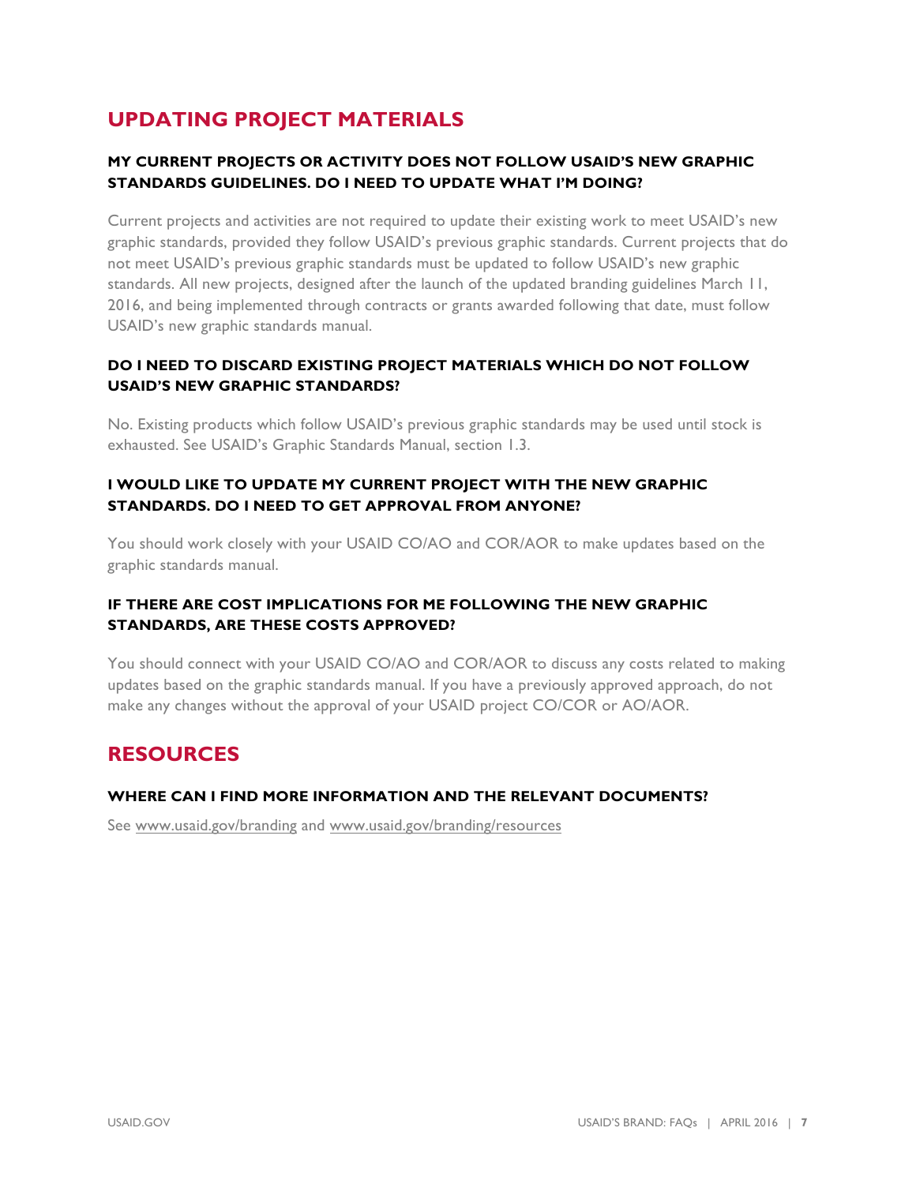## UPDATING PROJECT MATERIALS

### MY CURRENT PROJECTS OR ACTIVITY DOES NOT FOLLOW USAID'S NEW GRAPHIC STANDARDS GUIDELINES. DO I NEED TO UPDATE WHAT I'M DOING?

Current projects and activities are not required to update their existing work to meet USAID's new graphic standards, provided they follow USAID's previous graphic standards. Current projects that do not meet USAID's previous graphic standards must be updated to follow USAID's new graphic standards. All new projects, designed after the launch of the updated branding guidelines March 11, 2016, and being implemented through contracts or grants awarded following that date, must follow USAID's new graphic standards manual.

### DO I NEED TO DISCARD EXISTING PROJECT MATERIALS WHICH DO NOT FOLLOW USAID'S NEW GRAPHIC STANDARDS?

No. Existing products which follow USAID's previous graphic standards may be used until stock is exhausted. See USAID's Graphic Standards Manual, section 1.3.

### I WOULD LIKE TO UPDATE MY CURRENT PROJECT WITH THE NEW GRAPHIC STANDARDS. DO I NEED TO GET APPROVAL FROM ANYONE?

You should work closely with your USAID CO/AO and COR/AOR to make updates based on the graphic standards manual.

### IF THERE ARE COST IMPLICATIONS FOR ME FOLLOWING THE NEW GRAPHIC STANDARDS, ARE THESE COSTS APPROVED?

You should connect with your USAID CO/AO and COR/AOR to discuss any costs related to making updates based on the graphic standards manual. If you have a previously approved approach, do not make any changes without the approval of your USAID project CO/COR or AO/AOR.

## RESOURCES

### WHERE CAN I FIND MORE INFORMATION AND THE RELEVANT DOCUMENTS?

See www.usaid.gov/branding and www.usaid.gov/branding/resources